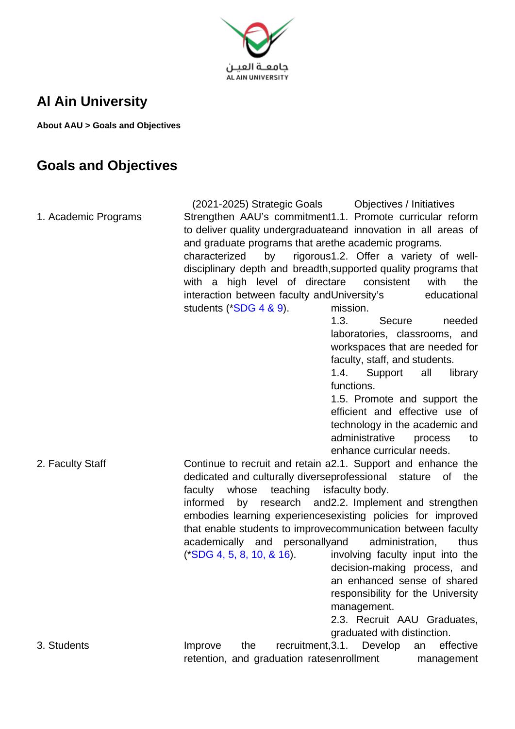# Al Ain University

**About AAU > Goals and Objectives**

## Goals and Objectives

| | (2021-2025) Strategic Goals | Objectives / Initiatives |
|---|---|---|
| 1. Academic Programs | Strengthen AAU's commitment to deliver quality undergraduate and graduate programs that are characterized by rigorous disciplinary depth and breadth, with a high level of direct interaction between faculty and students (*SDG 4 & 9). | 1.1. Promote curricular reform and innovation in all areas of the academic programs.<br>1.2. Offer a variety of well-supported quality programs that are consistent with the University's educational mission.<br>1.3. Secure needed laboratories, classrooms, and workspaces that are needed for faculty, staff, and students.<br>1.4. Support all library functions.<br>1.5. Promote and support the efficient and effective use of technology in the academic and administrative process to enhance curricular needs. |
| 2. Faculty Staff | Continue to recruit and retain a dedicated and culturally diverse faculty whose teaching is informed by research and embodies learning experiences that enable students to improve academically and personally (*SDG 4, 5, 8, 10, & 16). | 2.1. Support and enhance the professional stature of the faculty body.<br>2.2. Implement and strengthen existing policies for improved communication between faculty and administration, thus involving faculty input into the decision-making process, and an enhanced sense of shared responsibility for the University management.<br>2.3. Recruit AAU Graduates, graduated with distinction. |
| 3. Students | Improve the recruitment, retention, and graduation rates | 3.1. Develop an effective enrollment management |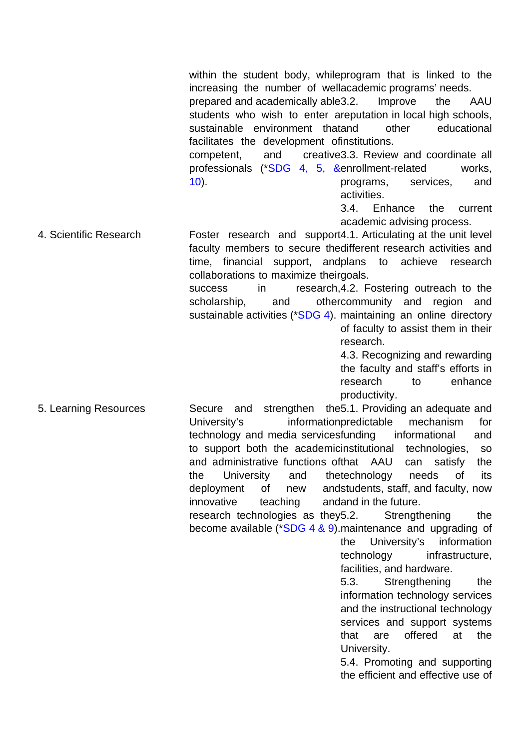| | | |
|---|---|---|
| | within the student body, while increasing the number of well prepared and academically able students who wish to enter a sustainable environment that facilitates the development of competent, and creative professionals (*SDG 4, 5, & 10). | program that is linked to the academic programs' needs.<br>3.2. Improve the AAU reputation in local high schools, and other educational institutions.<br>3.3. Review and coordinate all enrollment-related works, programs, services, and activities.<br>3.4. Enhance the current academic advising process. |
| 4. Scientific Research | Foster research and support faculty members to secure time, financial support, and collaborations to maximize their success in research, scholarship, and sustainable activities (*SDG 4). | 4.1. Articulating at the unit level the different research activities and plans to achieve research goals.<br>4.2. Fostering outreach to the other community and region and maintaining an online directory of faculty to assist them in their research.<br>4.3. Recognizing and rewarding the faculty and staff's efforts in research to enhance productivity. |
| 5. Learning Resources | Secure and strengthen the University's information technology and media services to support both the academic and administrative functions of the University and the deployment of new innovative teaching and research technologies as they become available (*SDG 4 & 9). | 5.1. Providing an adequate and predictable funding mechanism for informational and institutional technologies, so that AAU can satisfy the technology needs of its students, staff, and faculty, now and in the future.<br>5.2. Strengthening the maintenance and upgrading of the University's information technology infrastructure, facilities, and hardware.<br>5.3. Strengthening the information technology services and the instructional technology services and support systems that are offered at the University.<br>5.4. Promoting and supporting the efficient and effective use of |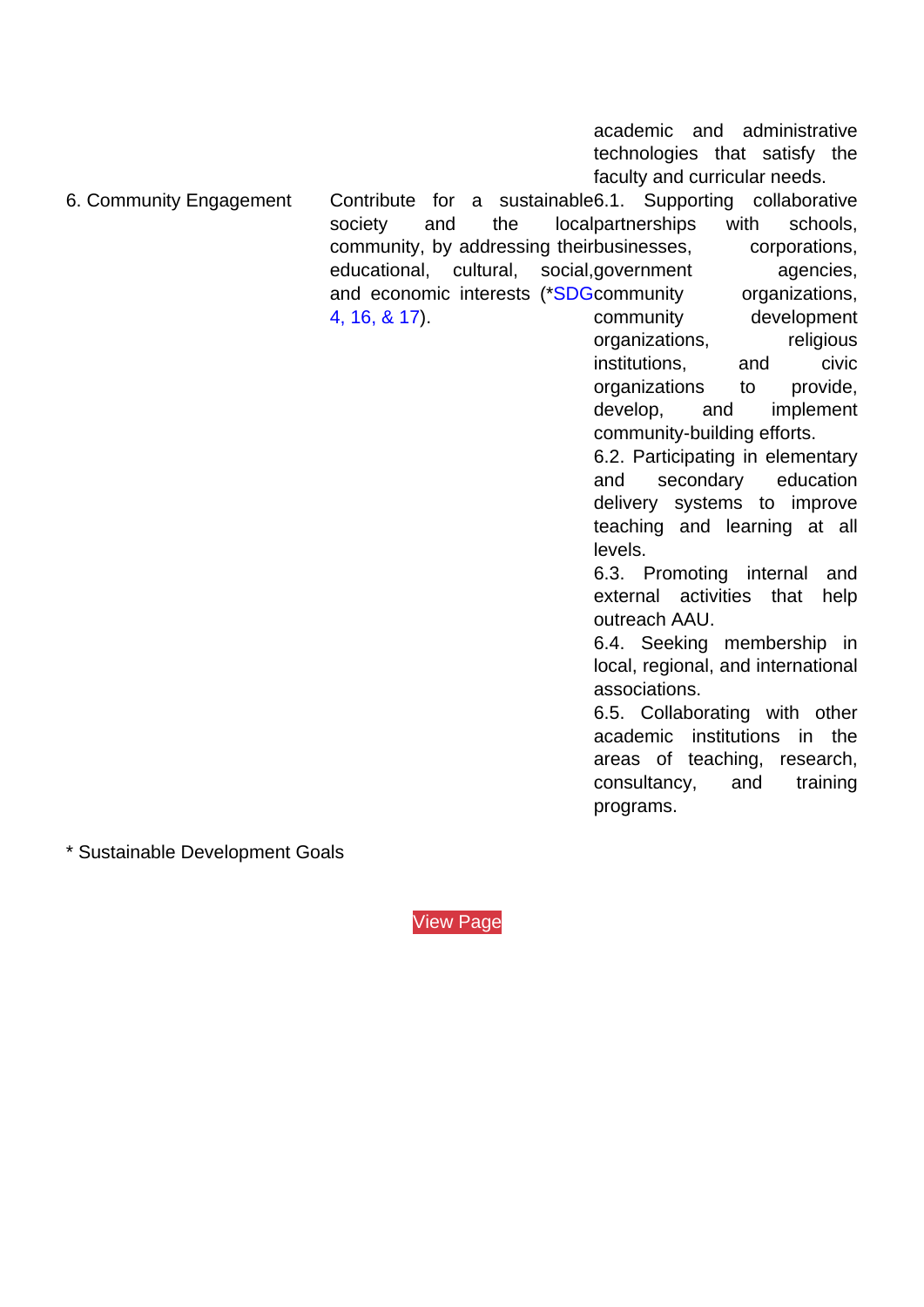| | | |
|---|---|---|
| | | academic and administrative technologies that satisfy the faculty and curricular needs. |
| 6. Community Engagement | Contribute for a sustainable society and the local community, by addressing their educational, cultural, social, and economic interests (*SDG 4, 16, & 17). | 6.1. Supporting collaborative partnerships with schools, businesses, corporations, government agencies, community organizations, community development organizations, religious institutions, and civic organizations to provide, develop, and implement community-building efforts.<br>6.2. Participating in elementary and secondary education delivery systems to improve teaching and learning at all levels.<br>6.3. Promoting internal and external activities that help outreach AAU.<br>6.4. Seeking membership in local, regional, and international associations.<br>6.5. Collaborating with other academic institutions in the areas of teaching, research, consultancy, and training programs. |

* Sustainable Development Goals

View Page